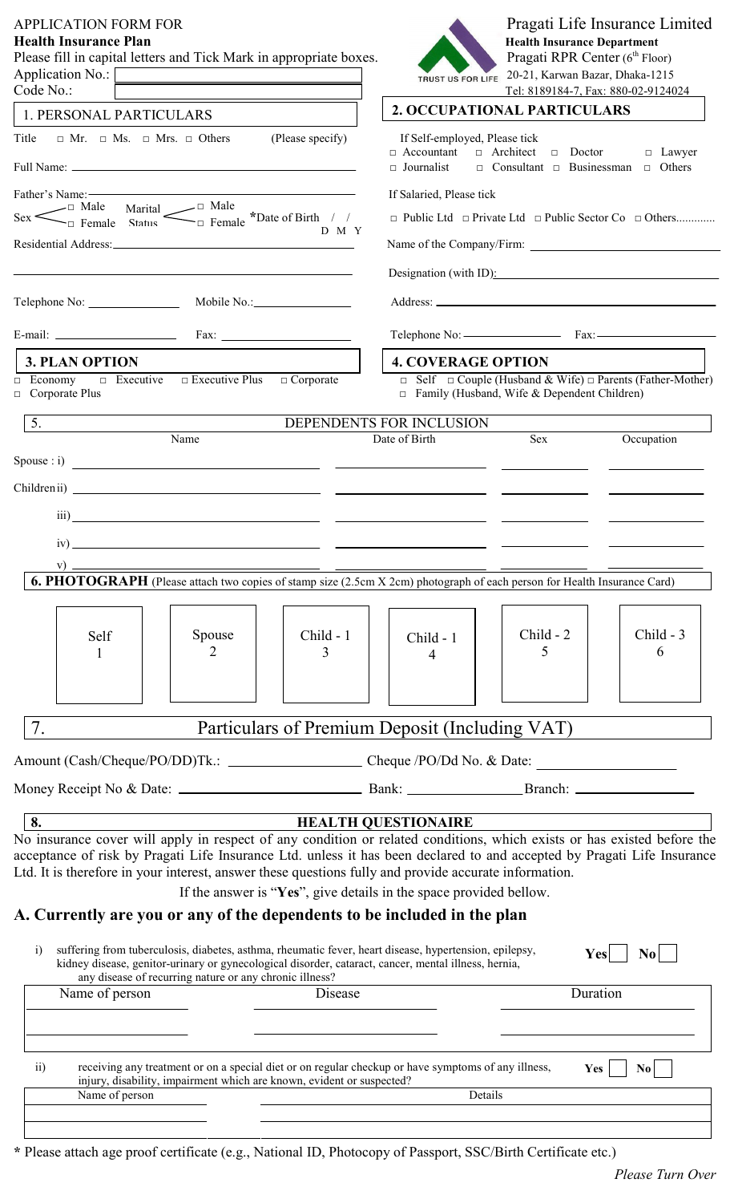APPLICATION FORM FOR
**Health Insurance Plan**
Please fill in capital letters and Tick Mark in appropriate boxes.
Application No.:
Code No.:

Pragati Life Insurance Limited
**Health Insurance Department**
Pragati RPR Center (6th Floor)
20-21, Karwan Bazar, Dhaka-1215
Tel: 8189184-7, Fax: 880-02-9124024

TRUST US FOR LIFE

## 1. PERSONAL PARTICULARS

Title □ Mr. □ Ms. □ Mrs. □ Others (Please specify)

Full Name: ______________________________

Father's Name: ______________________________

Sex □ Male □ Female Marital Status □ Male □ Female *Date of Birth / / (D M Y)

Residential Address: ______________________________

Telephone No: ____________ Mobile No.: ____________

E-mail: ____________ Fax: ____________

## 2. OCCUPATIONAL PARTICULARS

If Self-employed, Please tick
□ Accountant □ Architect □ Doctor □ Lawyer
□ Journalist □ Consultant □ Businessman □ Others

If Salaried, Please tick
□ Public Ltd □ Private Ltd □ Public Sector Co □ Others............

Name of the Company/Firm: ______________________________

Designation (with ID): ______________________________

Address: ______________________________

Telephone No: ____________ Fax: ____________

## 3. PLAN OPTION

□ Economy □ Executive □ Executive Plus □ Corporate
□ Corporate Plus

## 4. COVERAGE OPTION

□ Self □ Couple (Husband & Wife) □ Parents (Father-Mother)
□ Family (Husband, Wife & Dependent Children)

## 5. DEPENDENTS FOR INCLUSION

| | Name | Date of Birth | Sex | Occupation |
|---|---|---|---|---|
| Spouse : i) | | | | |
| Children ii) | | | | |
| iii) | | | | |
| iv) | | | | |
| v) | | | | |

## 6. PHOTOGRAPH (Please attach two copies of stamp size (2.5cm X 2cm) photograph of each person for Health Insurance Card)

| Self 1 | Spouse 2 | Child - 1 3 | Child - 1 4 | Child - 2 5 | Child - 3 6 |
|---|---|---|---|---|---|

## 7. Particulars of Premium Deposit (Including VAT)

Amount (Cash/Cheque/PO/DD)Tk.: ____________ Cheque /PO/Dd No. & Date: ____________

Money Receipt No & Date: ____________ Bank: ____________ Branch: ____________

## 8. HEALTH QUESTIONAIRE

No insurance cover will apply in respect of any condition or related conditions, which exists or has existed before the acceptance of risk by Pragati Life Insurance Ltd. unless it has been declared to and accepted by Pragati Life Insurance Ltd. It is therefore in your interest, answer these questions fully and provide accurate information.

If the answer is "**Yes**", give details in the space provided bellow.

### A. Currently are you or any of the dependents to be included in the plan

i) suffering from tuberculosis, diabetes, asthma, rheumatic fever, heart disease, hypertension, epilepsy, kidney disease, genitor-urinary or gynecological disorder, cataract, cancer, mental illness, hernia, any disease of recurring nature or any chronic illness? **Yes** □ **No** □

| Name of person | Disease | Duration |
|---|---|---|
| | | |

ii) receiving any treatment or on a special diet or on regular checkup or have symptoms of any illness, injury, disability, impairment which are known, evident or suspected? **Yes** □ **No** □

| Name of person | Details |
|---|---|
| | |
| | |

**\*** Please attach age proof certificate (e.g., National ID, Photocopy of Passport, SSC/Birth Certificate etc.)

*Please Turn Over*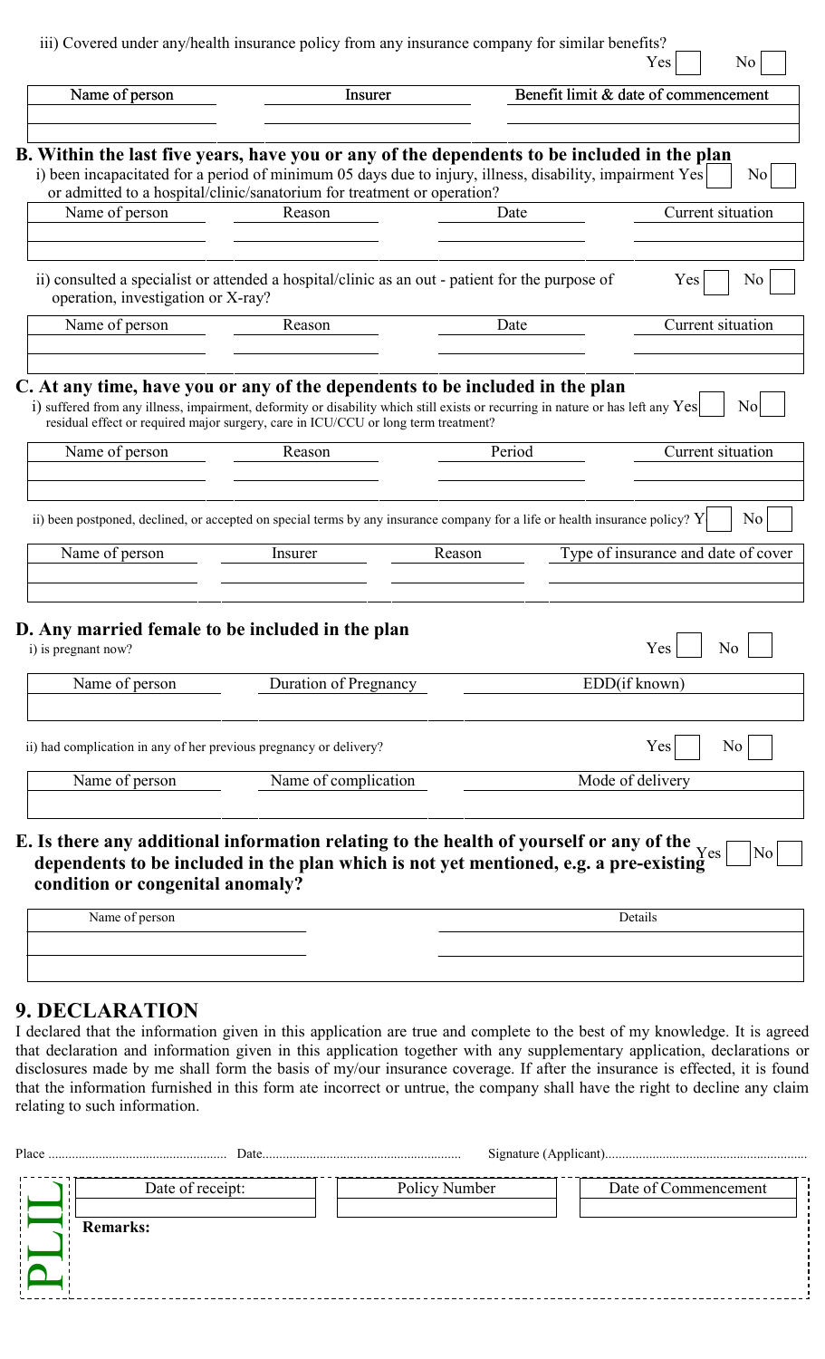iii) Covered under any/health insurance policy from any insurance company for similar benefits? Yes ☐ No ☐

| Name of person | Insurer | Benefit limit & date of commencement |
| --- | --- | --- |
| | | |
| | | |

**B. Within the last five years, have you or any of the dependents to be included in the plan**

i) been incapacitated for a period of minimum 05 days due to injury, illness, disability, impairment or admitted to a hospital/clinic/sanatorium for treatment or operation? Yes ☐ No ☐

| Name of person | Reason | Date | Current situation |
| --- | --- | --- | --- |
| | | | |
| | | | |

ii) consulted a specialist or attended a hospital/clinic as an out - patient for the purpose of operation, investigation or X-ray? Yes ☐ No ☐

| Name of person | Reason | Date | Current situation |
| --- | --- | --- | --- |
| | | | |
| | | | |

**C. At any time, have you or any of the dependents to be included in the plan**

i) suffered from any illness, impairment, deformity or disability which still exists or recurring in nature or has left any residual effect or required major surgery, care in ICU/CCU or long term treatment? Yes ☐ No ☐

| Name of person | Reason | Period | Current situation |
| --- | --- | --- | --- |
| | | | |
| | | | |

ii) been postponed, declined, or accepted on special terms by any insurance company for a life or health insurance policy? Y ☐ No ☐

| Name of person | Insurer | Reason | Type of insurance and date of cover |
| --- | --- | --- | --- |
| | | | |
| | | | |

**D. Any married female to be included in the plan**

i) is pregnant now? Yes ☐ No ☐

| Name of person | Duration of Pregnancy | EDD(if known) |
| --- | --- | --- |
| | | |

ii) had complication in any of her previous pregnancy or delivery? Yes ☐ No ☐

| Name of person | Name of complication | Mode of delivery |
| --- | --- | --- |
| | | |

**E. Is there any additional information relating to the health of yourself or any of the dependents to be included in the plan which is not yet mentioned, e.g. a pre-existing condition or congenital anomaly?** Yes ☐ No ☐

| Name of person | Details |
| --- | --- |
| | |
| | |

## 9. DECLARATION

I declared that the information given in this application are true and complete to the best of my knowledge. It is agreed that declaration and information given in this application together with any supplementary application, declarations or disclosures made by me shall form the basis of my/our insurance coverage. If after the insurance is effected, it is found that the information furnished in this form ate incorrect or untrue, the company shall have the right to decline any claim relating to such information.

Place .................................................... Date.......................................................... Signature (Applicant)...........................................................

PLIL

| Date of receipt: | Policy Number | Date of Commencement |
| --- | --- | --- |
| | | |

**Remarks:**